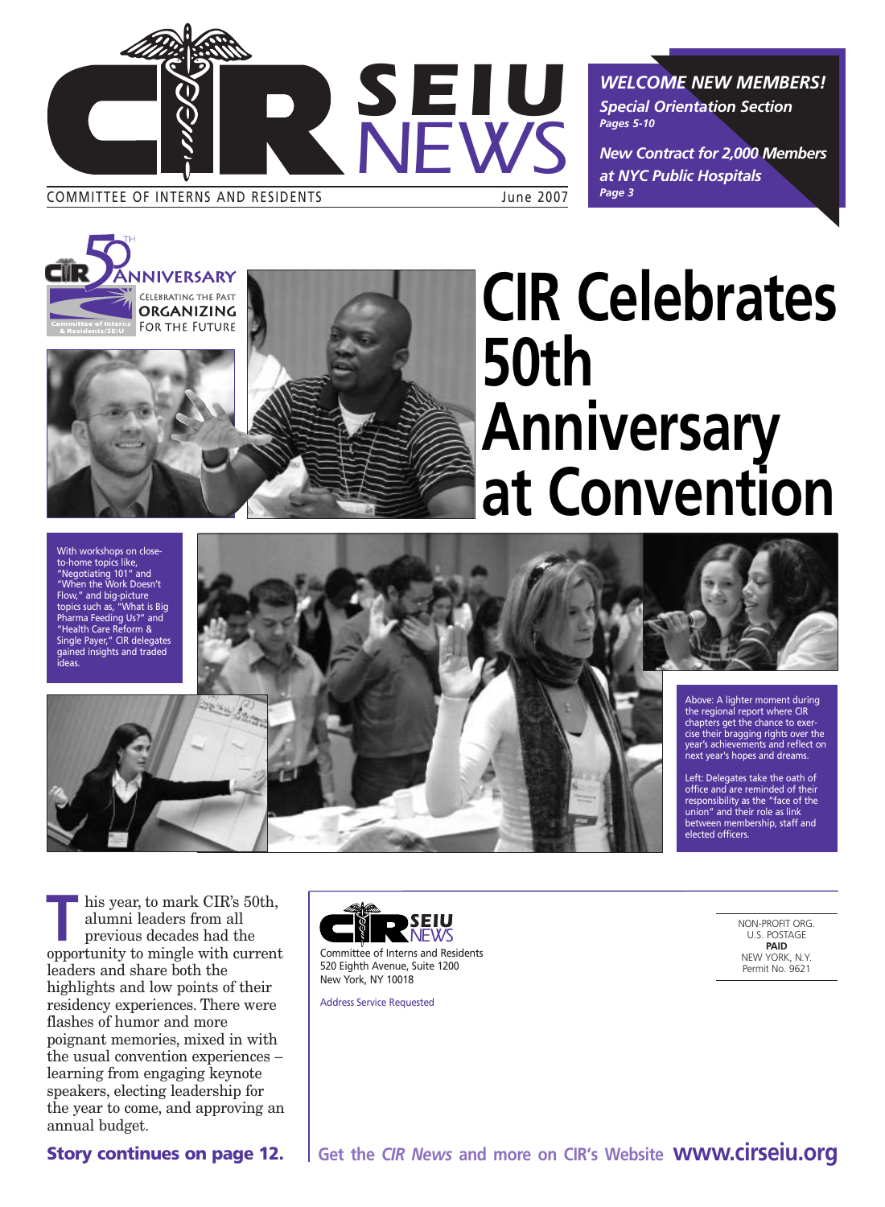# CIR SEIU NEWS

COMMITTEE OF INTERNS AND RESIDENTS June 2007

***WELCOME NEW MEMBERS!***

***Special Orientation Section***
***Pages 5-10***

***New Contract for 2,000 Members at NYC Public Hospitals***
***Page 3***

CIR 50TH ANNIVERSARY
CELEBRATING THE PAST
ORGANIZING FOR THE FUTURE
Committee of Interns & Residents/SEIU

# CIR Celebrates 50th Anniversary at Convention

With workshops on close-to-home topics like, "Negotiating 101" and "When the Work Doesn't Flow," and big-picture topics such as, "What is Big Pharma Feeding Us?" and "Health Care Reform & Single Payer," CIR delegates gained insights and traded ideas.

Above: A lighter moment during the regional report where CIR chapters get the chance to exercise their bragging rights over the year's achievements and reflect on next year's hopes and dreams.

Left: Delegates take the oath of office and are reminded of their responsibility as the "face of the union" and their role as link between membership, staff and elected officers.

This year, to mark CIR's 50th, alumni leaders from all previous decades had the opportunity to mingle with current leaders and share both the highlights and low points of their residency experiences. There were flashes of humor and more poignant memories, mixed in with the usual convention experiences – learning from engaging keynote speakers, electing leadership for the year to come, and approving an annual budget.

**Story continues on page 12.**

CIR SEIU NEWS
Committee of Interns and Residents
520 Eighth Avenue, Suite 1200
New York, NY 10018

Address Service Requested

NON-PROFIT ORG.
U.S. POSTAGE
**PAID**
NEW YORK, N.Y.
Permit No. 9621

**Get the *CIR News* and more on CIR's Website www.cirseiu.org**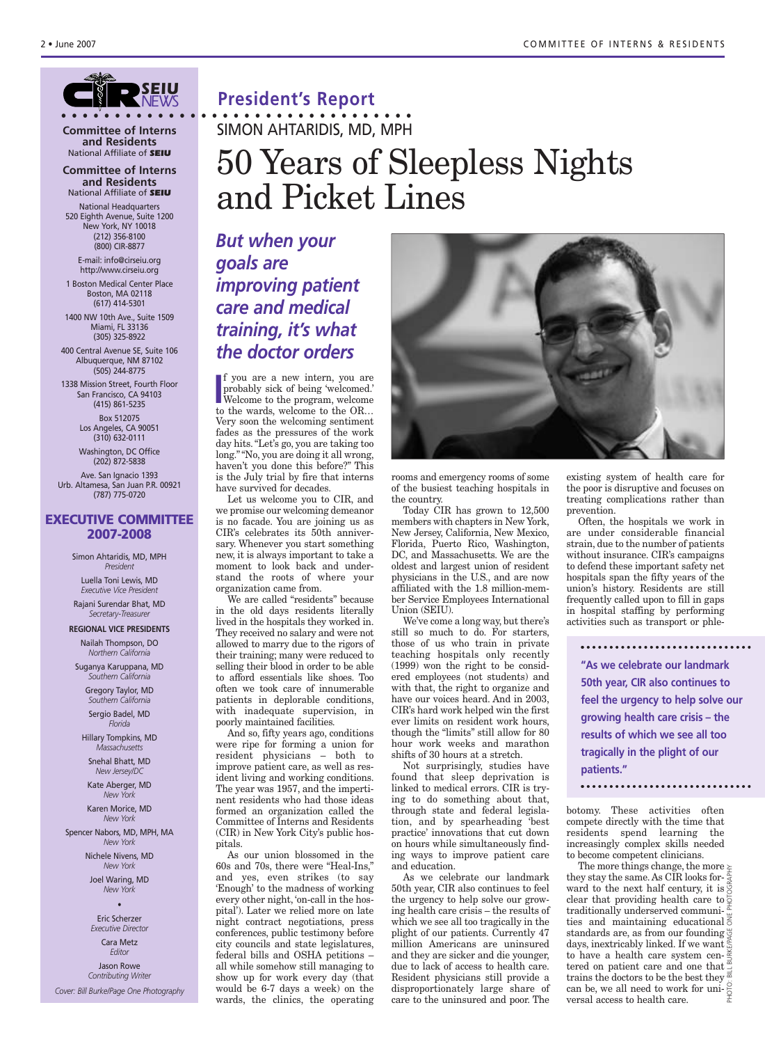**Committee of Interns and Residents**
National Affiliate of **SEIU**

**Committee of Interns and Residents**
National Affiliate of **SEIU**

National Headquarters
520 Eighth Avenue, Suite 1200
New York, NY 10018
(212) 356-8100
(800) CIR-8877

E-mail: info@cirseiu.org
http://www.cirseiu.org

1 Boston Medical Center Place
Boston, MA 02118
(617) 414-5301

1400 NW 10th Ave., Suite 1509
Miami, FL 33136
(305) 325-8922

400 Central Avenue SE, Suite 106
Albuquerque, NM 87102
(505) 244-8775

1338 Mission Street, Fourth Floor
San Francisco, CA 94103
(415) 861-5235

Box 512075
Los Angeles, CA 90051
(310) 632-0111

Washington, DC Office
(202) 872-5838

Ave. San Ignacio 1393
Urb. Altamesa, San Juan P.R. 00921
(787) 775-0720

## EXECUTIVE COMMITTEE 2007-2008

Simon Ahtaridis, MD, MPH
*President*

Luella Toni Lewis, MD
*Executive Vice President*

Rajani Surendar Bhat, MD
*Secretary-Treasurer*

**REGIONAL VICE PRESIDENTS**

Nailah Thompson, DO
*Northern California*

Suganya Karuppana, MD
*Southern California*

Gregory Taylor, MD
*Southern California*

Sergio Badel, MD
*Florida*

Hillary Tompkins, MD
*Massachusetts*

Snehal Bhatt, MD
*New Jersey/DC*

Kate Aberger, MD
*New York*

Karen Morice, MD
*New York*

Spencer Nabors, MD, MPH, MA
*New York*

Nichele Nivens, MD
*New York*

Joel Waring, MD
*New York*

•

Eric Scherzer
*Executive Director*

Cara Metz
*Editor*

Jason Rowe
*Contributing Writer*

*Cover: Bill Burke/Page One Photography*

## President's Report

SIMON AHTARIDIS, MD, MPH

# 50 Years of Sleepless Nights and Picket Lines

***But when your goals are improving patient care and medical training, it's what the doctor orders***

If you are a new intern, you are probably sick of being 'welcomed.' Welcome to the program, welcome to the wards, welcome to the OR… Very soon the welcoming sentiment fades as the pressures of the work day hits. "Let's go, you are taking too long." "No, you are doing it all wrong, haven't you done this before?" This is the July trial by fire that interns have survived for decades.

Let us welcome you to CIR, and we promise our welcoming demeanor is no facade. You are joining us as CIR's celebrates its 50th anniversary. Whenever you start something new, it is always important to take a moment to look back and understand the roots of where your organization came from.

We are called "residents" because in the old days residents literally lived in the hospitals they worked in. They received no salary and were not allowed to marry due to the rigors of their training; many were reduced to selling their blood in order to be able to afford essentials like shoes. Too often we took care of innumerable patients in deplorable conditions, with inadequate supervision, in poorly maintained facilities.

And so, fifty years ago, conditions were ripe for forming a union for resident physicians – both to improve patient care, as well as resident living and working conditions. The year was 1957, and the impertinent residents who had those ideas formed an organization called the Committee of Interns and Residents (CIR) in New York City's public hospitals.

As our union blossomed in the 60s and 70s, there were "Heal-Ins," and yes, even strikes (to say 'Enough' to the madness of working every other night, 'on-call in the hospital'). Later we relied more on late night contract negotiations, press conferences, public testimony before city councils and state legislatures, federal bills and OSHA petitions – all while somehow still managing to show up for work every day (that would be 6-7 days a week) on the wards, the clinics, the operating rooms and emergency rooms of some of the busiest teaching hospitals in the country.

Today CIR has grown to 12,500 members with chapters in New York, New Jersey, California, New Mexico, Florida, Puerto Rico, Washington, DC, and Massachusetts. We are the oldest and largest union of resident physicians in the U.S., and are now affiliated with the 1.8 million-member Service Employees International Union (SEIU).

We've come a long way, but there's still so much to do. For starters, those of us who train in private teaching hospitals only recently (1999) won the right to be considered employees (not students) and with that, the right to organize and have our voices heard. And in 2003, CIR's hard work helped win the first ever limits on resident work hours, though the "limits" still allow for 80 hour work weeks and marathon shifts of 30 hours at a stretch.

Not surprisingly, studies have found that sleep deprivation is linked to medical errors. CIR is trying to do something about that, through state and federal legislation, and by spearheading 'best practice' innovations that cut down on hours while simultaneously finding ways to improve patient care and education.

As we celebrate our landmark 50th year, CIR also continues to feel the urgency to help solve our growing health care crisis – the results of which we see all too tragically in the plight of our patients. Currently 47 million Americans are uninsured and they are sicker and die younger, due to lack of access to health care. Resident physicians still provide a disproportionately large share of care to the uninsured and poor. The existing system of health care for the poor is disruptive and focuses on treating complications rather than prevention.

Often, the hospitals we work in are under considerable financial strain, due to the number of patients without insurance. CIR's campaigns to defend these important safety net hospitals span the fifty years of the union's history. Residents are still frequently called upon to fill in gaps in hospital staffing by performing activities such as transport or phlebotomy. These activities often compete directly with the time that residents spend learning the increasingly complex skills needed to become competent clinicians.

> **"As we celebrate our landmark 50th year, CIR also continues to feel the urgency to help solve our growing health care crisis – the results of which we see all too tragically in the plight of our patients."**

The more things change, the more they stay the same. As CIR looks forward to the next half century, it is clear that providing health care to traditionally underserved communities and maintaining educational standards are, as from our founding days, inextricably linked. If we want to have a health care system centered on patient care and one that trains the doctors to be the best they can be, we all need to work for universal access to health care.

PHOTO: BILL BURKE/PAGE ONE PHOTOGRAPHY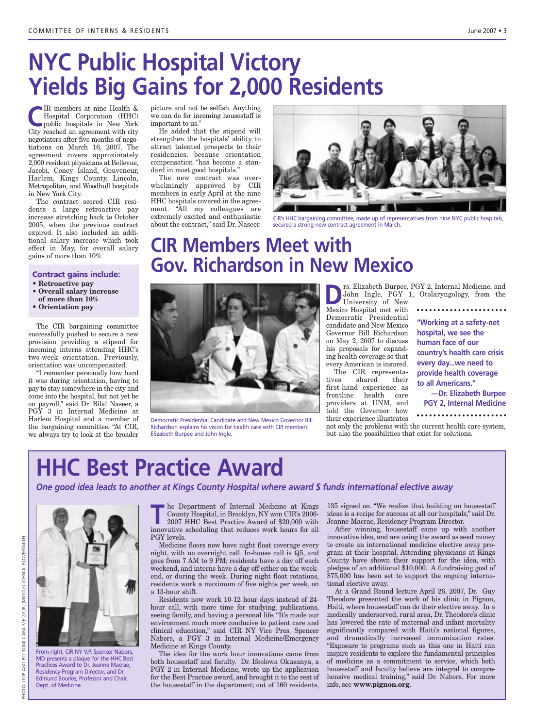# NYC Public Hospital Victory Yields Big Gains for 2,000 Residents

CIR members at nine Health & Hospital Corporation (HHC) public hospitals in New York City reached an agreement with city negotiators after five months of negotiations on March 16, 2007. The agreement covers approximately 2,000 resident physicians at Bellevue, Jacobi, Coney Island, Gouveneur, Harlem, Kings County, Lincoln, Metropolitan, and Woodhull hospitals in New York City.

The contract scored CIR residents a large retroactive pay increase stretching back to October 2005, when the previous contract expired. It also included an additional salary increase which took effect in May, for overall salary gains of more than 10%.

**Contract gains include:**

- **Retroactive pay**
- **Overall salary increase of more than 10%**
- **Orientation pay**

The CIR bargaining committee successfully pushed to secure a new provision providing a stipend for incoming interns attending HHC's two-week orientation. Previously, orientation was uncompensated.

"I remember personally how hard it was during orientation, having to pay to stay somewhere in the city and come into the hospital, but not yet be on payroll," said Dr. Bilal Naseer, a PGY 3 in Internal Medicine at Harlem Hospital and a member of the bargaining committee. "At CIR, we always try to look at the broader picture and not be selfish. Anything we can do for incoming housestaff is important to us."

He added that the stipend will strengthen the hospitals' ability to attract talented prospects to their residencies, because orientation compensation "has become a standard in most good hospitals."

The new contract was overwhelmingly approved by CIR members in early April at the nine HHC hospitals covered in the agreement. "All my colleagues are extremely excited and enthusiastic about the contract," said Dr. Naseer.

CIR's HHC bargaining committee, made up of representatives from nine NYC public hospitals, secured a strong new contract agreement in March.

# CIR Members Meet with Gov. Richardson in New Mexico

Democratic Presidential Candidate and New Mexico Governor Bill Richardson explains his vision for health care with CIR members Elizabeth Burpee and John Ingle.

Drs. Elizabeth Burpee, PGY 2, Internal Medicine, and John Ingle, PGY 1, Otolaryngology, from the University of New Mexico Hospital met with Democratic Presidential candidate and New Mexico Governor Bill Richardson on May 2, 2007 to discuss his proposals for expanding health coverage so that every American is insured.

The CIR representatives shared their first-hand experience as frontline health care providers at UNM, and told the Governor how their experience illustrates not only the problems with the current health care system, but also the possibilities that exist for solutions.

> **"Working at a safety-net hospital, we see the human face of our country's health care crisis every day...we need to provide health coverage to all Americans."**
>
> **—Dr. Elizabeth Burpee PGY 2, Internal Medicine**

# HHC Best Practice Award

***One good idea leads to another at Kings County Hospital where award $ funds international elective away***

From right, CIR NY V.P. Spencer Nabors, MD presents a plaque for the HHC Best Practices Award to Dr. Jeanne Macrae, Residency Program Director, and Dr. Edmund Bourke, Professor and Chair, Dept. of Medicine.

PHOTO: (TOP AND BOTTOM) CARA METZ/CIR; (MIDDLE) JOHN A. BOWERSMITH

The Department of Internal Medicine at Kings County Hospital, in Brooklyn, NY won CIR's 2006-2007 HHC Best Practice Award of $20,000 with innovative scheduling that reduces work hours for all PGY levels.

Medicine floors now have night float coverage every night, with no overnight call. In-house call is Q5, and goes from 7 AM to 9 PM; residents have a day off each weekend, and interns have a day off either on the weekend, or during the week. During night float rotations, residents work a maximum of five nights per week, on a 13-hour shift.

Residents now work 10-12 hour days instead of 24-hour call, with more time for studying, publications, seeing family, and having a personal life. "It's made our environment much more conducive to patient care and clinical education," said CIR NY Vice Pres. Spencer Nabors, a PGY 3 in Internal Medicine/Emergency Medicine at Kings County.

The idea for the work hour innovations came from both housestaff and faculty. Dr. Ifeolowa Okusanya, a PGY 2 in Internal Medicine, wrote up the application for the Best Practice award, and brought it to the rest of the housestaff in the department; out of 160 residents, 135 signed on. "We realize that building on housestaff ideas is a recipe for success at all our hospitals," said Dr. Jeanne Macrae, Residency Program Director.

After winning, housestaff came up with another innovative idea, and are using the award as seed money to create an international medicine elective away program at their hospital. Attending physicians at Kings County have shown their support for the idea, with pledges of an additional $10,000. A fundraising goal of $75,000 has been set to support the ongoing international elective away.

At a Grand Round lecture April 26, 2007, Dr. Guy Theodore presented the work of his clinic in Pignon, Haiti, where housestaff can do their elective away. In a medically underserved, rural area, Dr. Theodore's clinic has lowered the rate of maternal and infant mortality significantly compared with Haiti's national figures, and dramatically increased immunization rates. "Exposure to programs such as this one in Haiti can inspire residents to explore the fundamental principles of medicine as a commitment to service, which both housestaff and faculty believe are integral to comprehensive medical training," said Dr. Nabors. For more info, see **www.pignon.org**.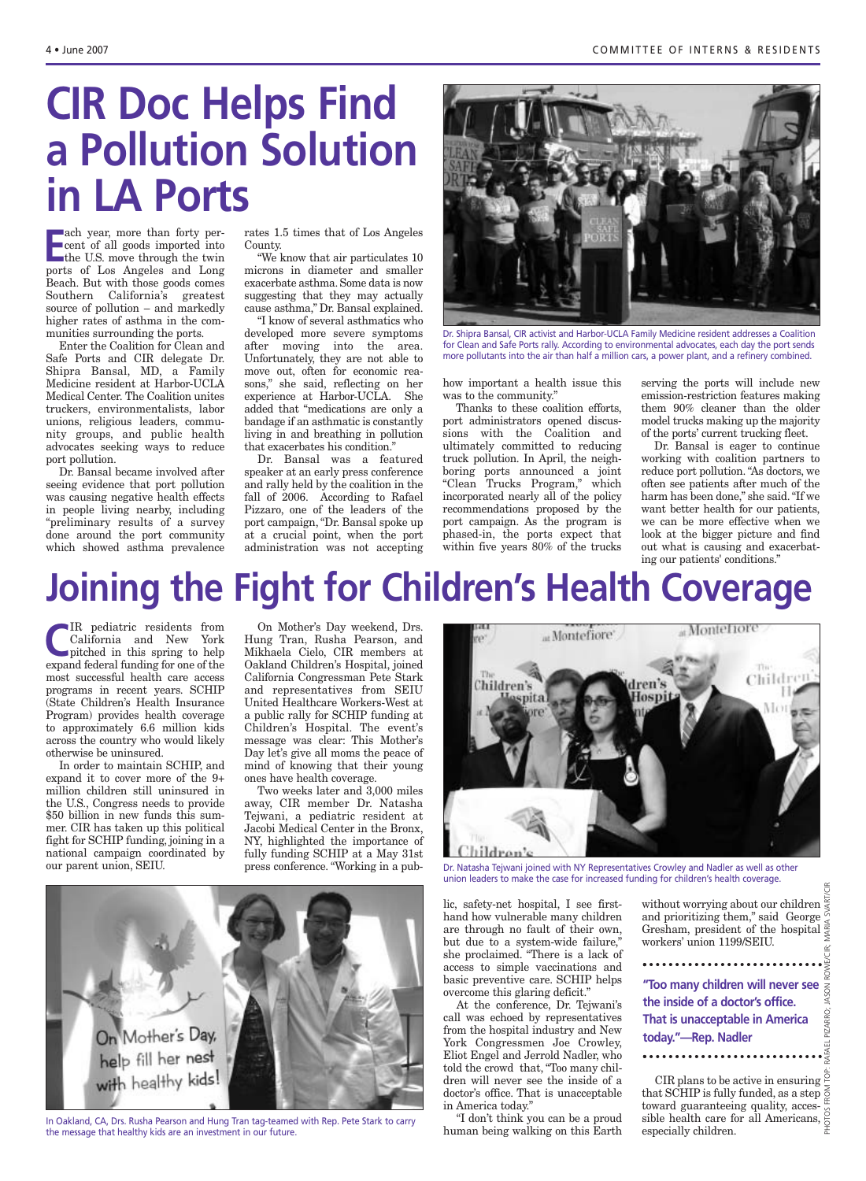# CIR Doc Helps Find a Pollution Solution in LA Ports

Each year, more than forty percent of all goods imported into the U.S. move through the twin ports of Los Angeles and Long Beach. But with those goods comes Southern California's greatest source of pollution – and markedly higher rates of asthma in the communities surrounding the ports.

Enter the Coalition for Clean and Safe Ports and CIR delegate Dr. Shipra Bansal, MD, a Family Medicine resident at Harbor-UCLA Medical Center. The Coalition unites truckers, environmentalists, labor unions, religious leaders, community groups, and public health advocates seeking ways to reduce port pollution.

Dr. Bansal became involved after seeing evidence that port pollution was causing negative health effects in people living nearby, including "preliminary results of a survey done around the port community which showed asthma prevalence rates 1.5 times that of Los Angeles County.

"We know that air particulates 10 microns in diameter and smaller exacerbate asthma. Some data is now suggesting that they may actually cause asthma," Dr. Bansal explained.

"I know of several asthmatics who developed more severe symptoms after moving into the area. Unfortunately, they are not able to move out, often for economic reasons," she said, reflecting on her experience at Harbor-UCLA. She added that "medications are only a bandage if an asthmatic is constantly living in and breathing in pollution that exacerbates his condition."

Dr. Bansal was a featured speaker at an early press conference and rally held by the coalition in the fall of 2006. According to Rafael Pizzaro, one of the leaders of the port campaign, "Dr. Bansal spoke up at a crucial point, when the port administration was not accepting how important a health issue this was to the community."

Thanks to these coalition efforts, port administrators opened discussions with the Coalition and ultimately committed to reducing truck pollution. In April, the neighboring ports announced a joint "Clean Trucks Program," which incorporated nearly all of the policy recommendations proposed by the port campaign. As the program is phased-in, the ports expect that within five years 80% of the trucks serving the ports will include new emission-restriction features making them 90% cleaner than the older model trucks making up the majority of the ports' current trucking fleet.

Dr. Bansal is eager to continue working with coalition partners to reduce port pollution. "As doctors, we often see patients after much of the harm has been done," she said. "If we want better health for our patients, we can be more effective when we look at the bigger picture and find out what is causing and exacerbating our patients' conditions."

Dr. Shipra Bansal, CIR activist and Harbor-UCLA Family Medicine resident addresses a Coalition for Clean and Safe Ports rally. According to environmental advocates, each day the port sends more pollutants into the air than half a million cars, a power plant, and a refinery combined.

# Joining the Fight for Children's Health Coverage

CIR pediatric residents from California and New York pitched in this spring to help expand federal funding for one of the most successful health care access programs in recent years. SCHIP (State Children's Health Insurance Program) provides health coverage to approximately 6.6 million kids across the country who would likely otherwise be uninsured.

In order to maintain SCHIP, and expand it to cover more of the 9+ million children still uninsured in the U.S., Congress needs to provide $50 billion in new funds this summer. CIR has taken up this political fight for SCHIP funding, joining in a national campaign coordinated by our parent union, SEIU.

On Mother's Day weekend, Drs. Hung Tran, Rusha Pearson, and Mikhaela Cielo, CIR members at Oakland Children's Hospital, joined California Congressman Pete Stark and representatives from SEIU United Healthcare Workers-West at a public rally for SCHIP funding at Children's Hospital. The event's message was clear: This Mother's Day let's give all moms the peace of mind of knowing that their young ones have health coverage.

Two weeks later and 3,000 miles away, CIR member Dr. Natasha Tejwani, a pediatric resident at Jacobi Medical Center in the Bronx, NY, highlighted the importance of fully funding SCHIP at a May 31st press conference. "Working in a public, safety-net hospital, I see first-hand how vulnerable many children are through no fault of their own, but due to a system-wide failure," she proclaimed. "There is a lack of access to simple vaccinations and basic preventive care. SCHIP helps overcome this glaring deficit."

At the conference, Dr. Tejwani's call was echoed by representatives from the hospital industry and New York Congressmen Joe Crowley, Eliot Engel and Jerrold Nadler, who told the crowd that, "Too many children will never see the inside of a doctor's office. That is unacceptable in America today."

"I don't think you can be a proud human being walking on this Earth without worrying about our children and prioritizing them," said George Gresham, president of the hospital workers' union 1199/SEIU.

**"Too many children will never see the inside of a doctor's office. That is unacceptable in America today."—Rep. Nadler**

CIR plans to be active in ensuring that SCHIP is fully funded, as a step toward guaranteeing quality, accessible health care for all Americans, especially children.

Dr. Natasha Tejwani joined with NY Representatives Crowley and Nadler as well as other union leaders to make the case for increased funding for children's health coverage.

In Oakland, CA, Drs. Rusha Pearson and Hung Tran tag-teamed with Rep. Pete Stark to carry the message that healthy kids are an investment in our future.

PHOTOS FROM TOP: RAFAEL PIZARRO; JASON ROWE/CIR; MARIA SVART/CIR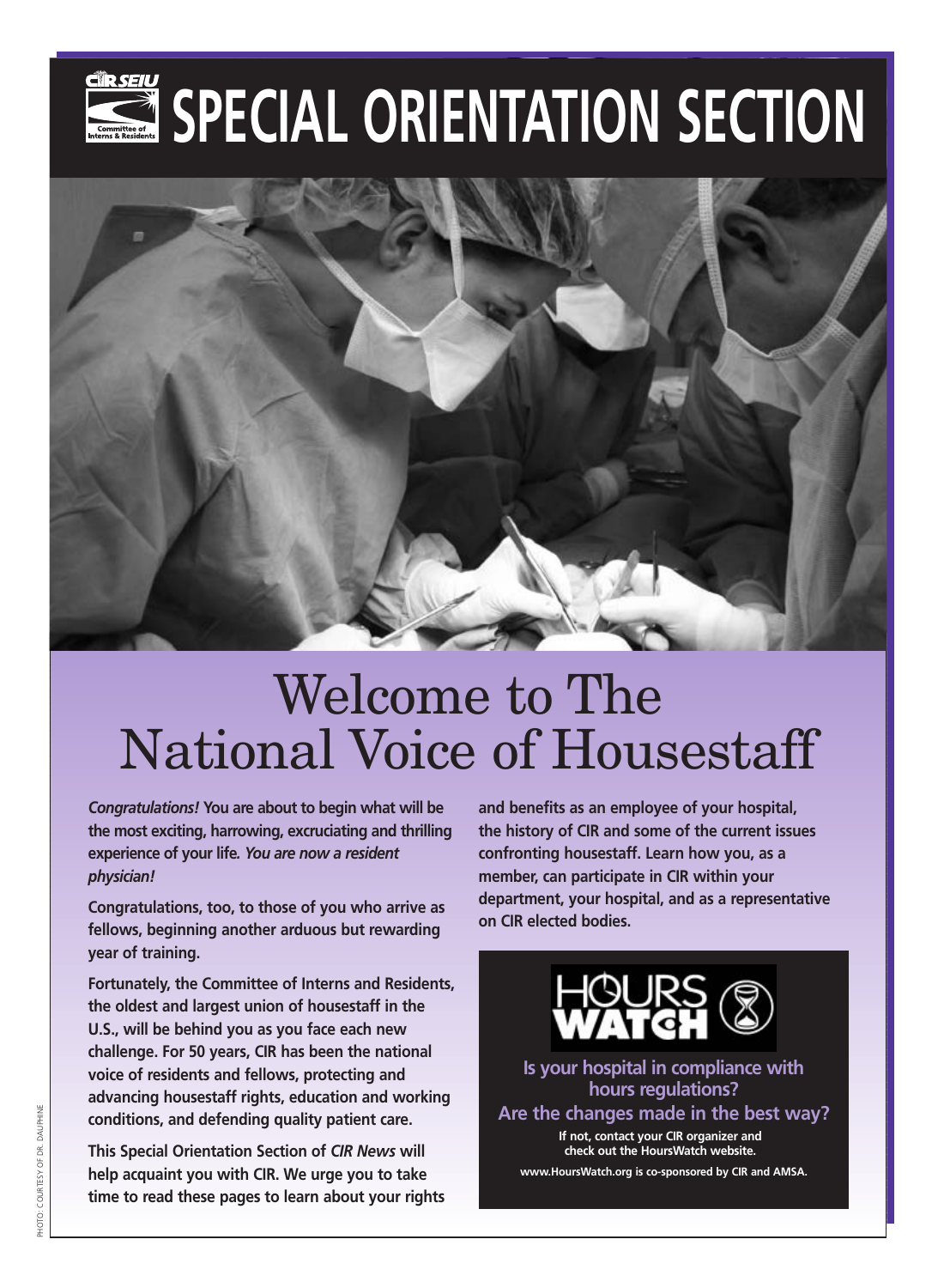# SPECIAL ORIENTATION SECTION

# Welcome to The National Voice of Housestaff

***Congratulations!*** **You are about to begin what will be the most exciting, harrowing, excruciating and thrilling experience of your life.** ***You are now a resident physician!***

**Congratulations, too, to those of you who arrive as fellows, beginning another arduous but rewarding year of training.**

**Fortunately, the Committee of Interns and Residents, the oldest and largest union of housestaff in the U.S., will be behind you as you face each new challenge. For 50 years, CIR has been the national voice of residents and fellows, protecting and advancing housestaff rights, education and working conditions, and defending quality patient care.**

**This Special Orientation Section of** ***CIR News*** **will help acquaint you with CIR. We urge you to take time to read these pages to learn about your rights and benefits as an employee of your hospital, the history of CIR and some of the current issues confronting housestaff. Learn how you, as a member, can participate in CIR within your department, your hospital, and as a representative on CIR elected bodies.**

**HOURS WATCH**

**Is your hospital in compliance with hours regulations?**

**Are the changes made in the best way?**

**If not, contact your CIR organizer and check out the HoursWatch website.**

**www.HoursWatch.org is co-sponsored by CIR and AMSA.**

PHOTO: COURTESY OF DR. DAUPHINE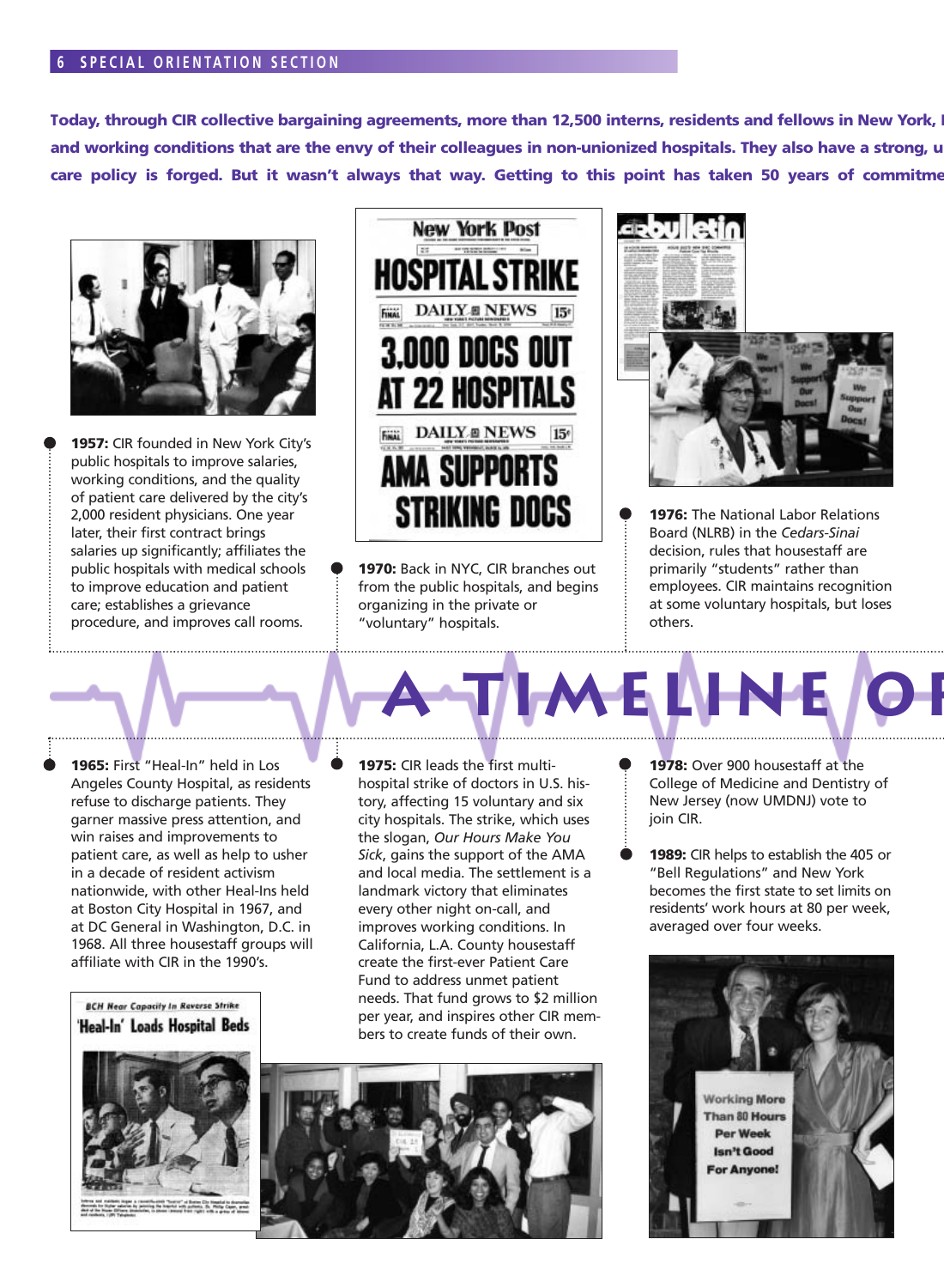**Today, through CIR collective bargaining agreements, more than 12,500 interns, residents and fellows in New York, I and working conditions that are the envy of their colleagues in non-unionized hospitals. They also have a strong, u care policy is forged. But it wasn't always that way. Getting to this point has taken 50 years of commitme**

# A TIMELINE OF

**1957:** CIR founded in New York City's public hospitals to improve salaries, working conditions, and the quality of patient care delivered by the city's 2,000 resident physicians. One year later, their first contract brings salaries up significantly; affiliates the public hospitals with medical schools to improve education and patient care; establishes a grievance procedure, and improves call rooms.

**1965:** First "Heal-In" held in Los Angeles County Hospital, as residents refuse to discharge patients. They garner massive press attention, and win raises and improvements to patient care, as well as help to usher in a decade of resident activism nationwide, with other Heal-Ins held at Boston City Hospital in 1967, and at DC General in Washington, D.C. in 1968. All three housestaff groups will affiliate with CIR in the 1990's.

**1970:** Back in NYC, CIR branches out from the public hospitals, and begins organizing in the private or "voluntary" hospitals.

**1975:** CIR leads the first multi-hospital strike of doctors in U.S. history, affecting 15 voluntary and six city hospitals. The strike, which uses the slogan, *Our Hours Make You Sick*, gains the support of the AMA and local media. The settlement is a landmark victory that eliminates every other night on-call, and improves working conditions. In California, L.A. County housestaff create the first-ever Patient Care Fund to address unmet patient needs. That fund grows to $2 million per year, and inspires other CIR members to create funds of their own.

**1976:** The National Labor Relations Board (NLRB) in the *Cedars-Sinai* decision, rules that housestaff are primarily "students" rather than employees. CIR maintains recognition at some voluntary hospitals, but loses others.

**1978:** Over 900 housestaff at the College of Medicine and Dentistry of New Jersey (now UMDNJ) vote to join CIR.

**1989:** CIR helps to establish the 405 or "Bell Regulations" and New York becomes the first state to set limits on residents' work hours at 80 per week, averaged over four weeks.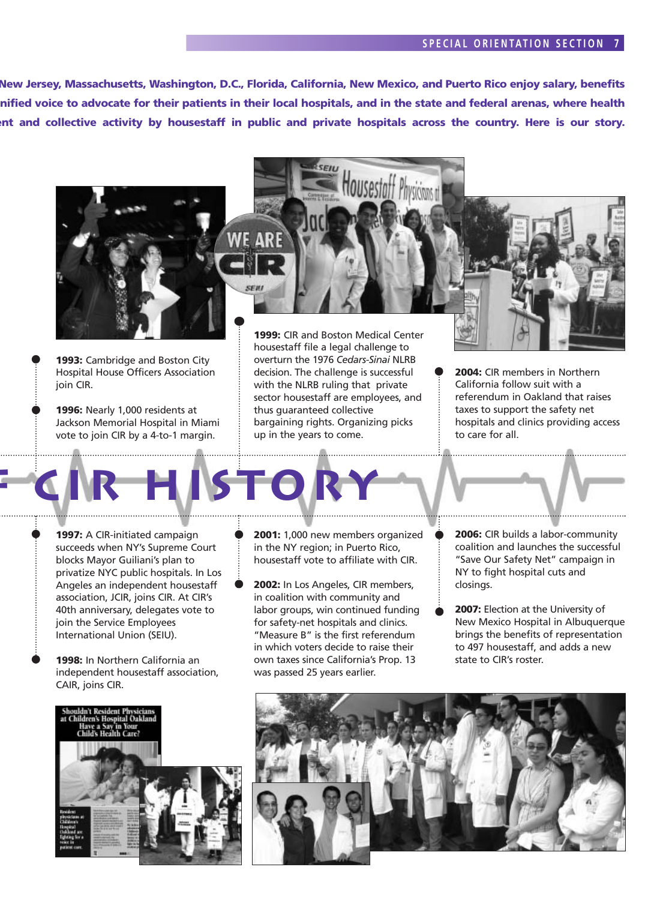**New Jersey, Massachusetts, Washington, D.C., Florida, California, New Mexico, and Puerto Rico enjoy salary, benefits nified voice to advocate for their patients in their local hospitals, and in the state and federal arenas, where health ent and collective activity by housestaff in public and private hospitals across the country. Here is our story.**

# CIR HISTORY

- **1993:** Cambridge and Boston City Hospital House Officers Association join CIR.
- **1996:** Nearly 1,000 residents at Jackson Memorial Hospital in Miami vote to join CIR by a 4-to-1 margin.
- **1997:** A CIR-initiated campaign succeeds when NY's Supreme Court blocks Mayor Guiliani's plan to privatize NYC public hospitals. In Los Angeles an independent housestaff association, JCIR, joins CIR. At CIR's 40th anniversary, delegates vote to join the Service Employees International Union (SEIU).
- **1998:** In Northern California an independent housestaff association, CAIR, joins CIR.
- **1999:** CIR and Boston Medical Center housestaff file a legal challenge to overturn the 1976 *Cedars-Sinai* NLRB decision. The challenge is successful with the NLRB ruling that private sector housestaff are employees, and thus guaranteed collective bargaining rights. Organizing picks up in the years to come.
- **2001:** 1,000 new members organized in the NY region; in Puerto Rico, housestaff vote to affiliate with CIR.
- **2002:** In Los Angeles, CIR members, in coalition with community and labor groups, win continued funding for safety-net hospitals and clinics. "Measure B" is the first referendum in which voters decide to raise their own taxes since California's Prop. 13 was passed 25 years earlier.
- **2004:** CIR members in Northern California follow suit with a referendum in Oakland that raises taxes to support the safety net hospitals and clinics providing access to care for all.
- **2006:** CIR builds a labor-community coalition and launches the successful "Save Our Safety Net" campaign in NY to fight hospital cuts and closings.
- **2007:** Election at the University of New Mexico Hospital in Albuquerque brings the benefits of representation to 497 housestaff, and adds a new state to CIR's roster.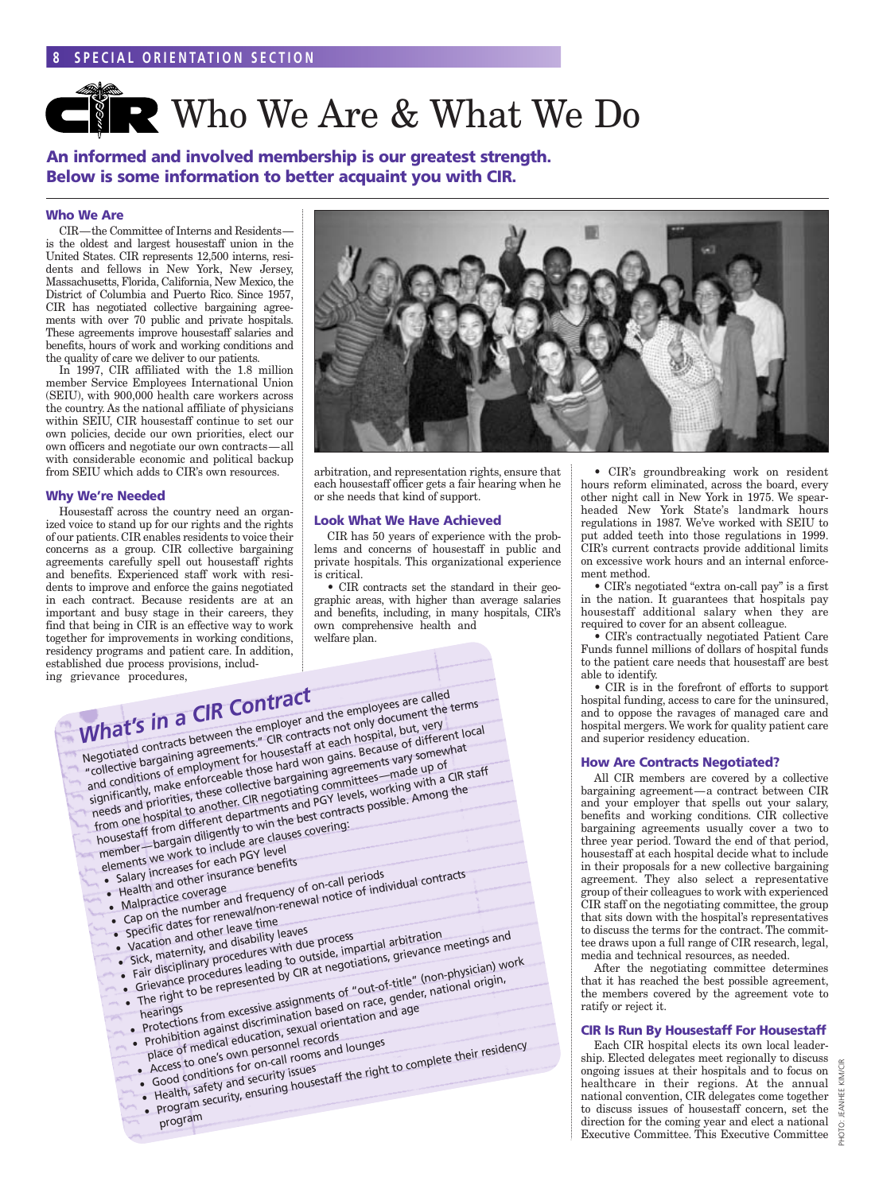# Who We Are & What We Do

**An informed and involved membership is our greatest strength. Below is some information to better acquaint you with CIR.**

### Who We Are

CIR—the Committee of Interns and Residents—is the oldest and largest housestaff union in the United States. CIR represents 12,500 interns, residents and fellows in New York, New Jersey, Massachusetts, Florida, California, New Mexico, the District of Columbia and Puerto Rico. Since 1957, CIR has negotiated collective bargaining agreements with over 70 public and private hospitals. These agreements improve housestaff salaries and benefits, hours of work and working conditions and the quality of care we deliver to our patients.

In 1997, CIR affiliated with the 1.8 million member Service Employees International Union (SEIU), with 900,000 health care workers across the country. As the national affiliate of physicians within SEIU, CIR housestaff continue to set our own policies, decide our own priorities, elect our own officers and negotiate our own contracts—all with considerable economic and political backup from SEIU which adds to CIR's own resources.

### Why We're Needed

Housestaff across the country need an organized voice to stand up for our rights and the rights of our patients. CIR enables residents to voice their concerns as a group. CIR collective bargaining agreements carefully spell out housestaff rights and benefits. Experienced staff work with residents to improve and enforce the gains negotiated in each contract. Because residents are at an important and busy stage in their careers, they find that being in CIR is an effective way to work together for improvements in working conditions, residency programs and patient care. In addition, established due process provisions, including grievance procedures, arbitration, and representation rights, ensure that each housestaff officer gets a fair hearing when he or she needs that kind of support.

### Look What We Have Achieved

CIR has 50 years of experience with the problems and concerns of housestaff in public and private hospitals. This organizational experience is critical.

- CIR contracts set the standard in their geographic areas, with higher than average salaries and benefits, including, in many hospitals, CIR's own comprehensive health and welfare plan.
- CIR's groundbreaking work on resident hours reform eliminated, across the board, every other night call in New York in 1975. We spearheaded New York State's landmark hours regulations in 1987. We've worked with SEIU to put added teeth into those regulations in 1999. CIR's current contracts provide additional limits on excessive work hours and an internal enforcement method.
- CIR's negotiated "extra on-call pay" is a first in the nation. It guarantees that hospitals pay housestaff additional salary when they are required to cover for an absent colleague.
- CIR's contractually negotiated Patient Care Funds funnel millions of dollars of hospital funds to the patient care needs that housestaff are best able to identify.
- CIR is in the forefront of efforts to support hospital funding, access to care for the uninsured, and to oppose the ravages of managed care and hospital mergers. We work for quality patient care and superior residency education.

### How Are Contracts Negotiated?

All CIR members are covered by a collective bargaining agreement—a contract between CIR and your employer that spells out your salary, benefits and working conditions. CIR collective bargaining agreements usually cover a two to three year period. Toward the end of that period, housestaff at each hospital decide what to include in their proposals for a new collective bargaining agreement. They also select a representative group of their colleagues to work with experienced CIR staff on the negotiating committee, the group that sits down with the hospital's representatives to discuss the terms for the contract. The committee draws upon a full range of CIR research, legal, media and technical resources, as needed.

After the negotiating committee determines that it has reached the best possible agreement, the members covered by the agreement vote to ratify or reject it.

### CIR Is Run By Housestaff For Housestaff

Each CIR hospital elects its own local leadership. Elected delegates meet regionally to discuss ongoing issues at their hospitals and to focus on healthcare in their regions. At the annual national convention, CIR delegates come together to discuss issues of housestaff concern, set the direction for the coming year and elect a national Executive Committee. This Executive Committee

## What's in a CIR Contract

Negotiated contracts between the employer and the employees are called "collective bargaining agreements." CIR contracts not only document the terms and conditions of employment for housestaff at each hospital, but, very significantly, make enforceable those hard won gains. Because of different local needs and priorities, these collective bargaining agreements vary somewhat from one hospital to another. CIR negotiating committees—made up of housestaff from different departments and PGY levels, working with a CIR staff member—bargain diligently to win the best contracts possible. Among the elements we work to include are clauses covering:

- Salary increases for each PGY level
- Health and other insurance benefits
- Malpractice coverage
- Cap on the number and frequency of on-call periods
- Specific dates for renewal/non-renewal notice of individual contracts
- Vacation and other leave time
- Sick, maternity, and disability leaves
- Fair disciplinary procedures with due process
- Grievance procedures leading to outside, impartial arbitration
- The right to be represented by CIR at negotiations, grievance meetings and hearings
- Protections from excessive assignments of "out-of-title" (non-physician) work
- Prohibition against discrimination based on race, gender, national origin, place of medical education, sexual orientation and age
- Access to one's own personnel records
- Good conditions for on-call rooms and lounges
- Health, safety and security issues
- Program security, ensuring housestaff the right to complete their residency program

PHOTO: JEANHEE KIM/CIR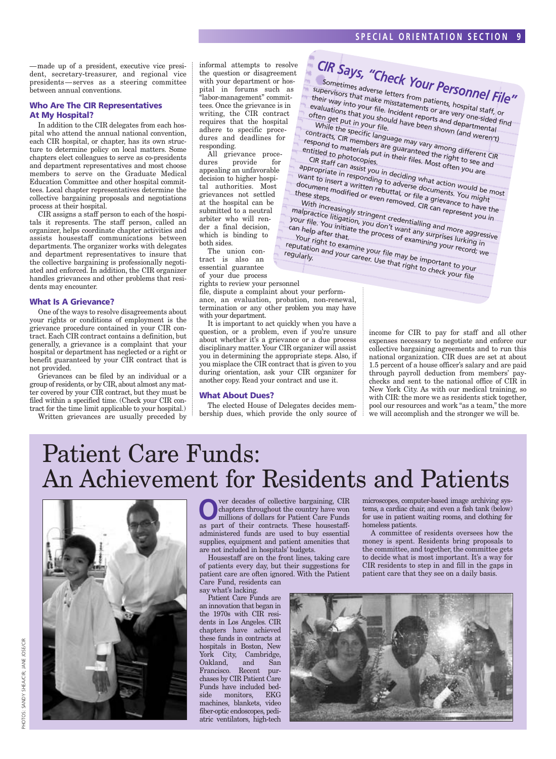—made up of a president, executive vice president, secretary-treasurer, and regional vice presidents—serves as a steering committee between annual conventions.

### Who Are The CIR Representatives At My Hospital?

In addition to the CIR delegates from each hospital who attend the annual national convention, each CIR hospital, or chapter, has its own structure to determine policy on local matters. Some chapters elect colleagues to serve as co-presidents and department representatives and most choose members to serve on the Graduate Medical Education Committee and other hospital committees. Local chapter representatives determine the collective bargaining proposals and negotiations process at their hospital.

CIR assigns a staff person to each of the hospitals it represents. The staff person, called an organizer, helps coordinate chapter activities and assists housestaff communications between departments. The organizer works with delegates and department representatives to insure that the collective bargaining is professionally negotiated and enforced. In addition, the CIR organizer handles grievances and other problems that residents may encounter.

### What Is A Grievance?

One of the ways to resolve disagreements about your rights or conditions of employment is the grievance procedure contained in your CIR contract. Each CIR contract contains a definition, but generally, a grievance is a complaint that your hospital or department has neglected or a right or benefit guaranteed by your CIR contract that is not provided.

Grievances can be filed by an individual or a group of residents, or by CIR, about almost any matter covered by your CIR contract, but they must be filed within a specified time. (Check your CIR contract for the time limit applicable to your hospital.)

Written grievances are usually preceded by informal attempts to resolve the question or disagreement with your department or hospital in forums such as "labor-management" committees. Once the grievance is in writing, the CIR contract requires that the hospital adhere to specific procedures and deadlines for responding.

All grievance procedures provide for appealing an unfavorable decision to higher hospital authorities. Most grievances not settled at the hospital can be submitted to a neutral arbiter who will render a final decision, which is binding to both sides.

The union contract is also an essential guarantee of your due process rights to review your personnel file, dispute a complaint about your performance, an evaluation, probation, non-renewal, termination or any other problem you may have with your department.

It is important to act quickly when you have a question, or a problem, even if you're unsure about whether it's a grievance or a due process disciplinary matter. Your CIR organizer will assist you in determining the appropriate steps. Also, if you misplace the CIR contract that is given to you during orientation, ask your CIR organizer for another copy. Read your contract and use it.

### What About Dues?

The elected House of Delegates decides membership dues, which provide the only source of income for CIR to pay for staff and all other expenses necessary to negotiate and enforce our collective bargaining agreements and to run this national organization. CIR dues are set at about 1.5 percent of a house officer's salary and are paid through payroll deduction from members' paychecks and sent to the national office of CIR in New York City. As with our medical training, so with CIR: the more we as residents stick together, pool our resources and work "as a team," the more we will accomplish and the stronger we will be.

## CIR Says, "Check Your Personnel File"

Sometimes adverse letters from patients, hospital staff, or supervisors that make misstatements or are very one-sided find their way into your file. Incident reports and departmental evaluations that you should have been shown (and weren't) often get put in your file.

While the specific language may vary among different CIR contracts, CIR members are guaranteed the right to see and respond to materials put in their files. Most often you are entitled to photocopies.

CIR staff can assist you in deciding what action would be most appropriate in responding to adverse documents. You might want to insert a written rebuttal, or file a grievance to have the document modified or even removed. CIR can represent you in these steps.

With increasingly stringent credentialling and more aggressive malpractice litigation, you don't want any surprises lurking in your file. You initiate the process of examining your record; we can help after that.

Your right to examine your file may be important to your reputation and your career. Use that right to check your file regularly.

# Patient Care Funds: An Achievement for Residents and Patients

Over decades of collective bargaining, CIR chapters throughout the country have won millions of dollars for Patient Care Funds as part of their contracts. These housestaff-administered funds are used to buy essential supplies, equipment and patient amenities that are not included in hospitals' budgets.

Housestaff are on the front lines, taking care of patients every day, but their suggestions for patient care are often ignored. With the Patient Care Fund, residents can say what's lacking.

Patient Care Funds are an innovation that began in the 1970s with CIR residents in Los Angeles. CIR chapters have achieved these funds in contracts at hospitals in Boston, New York City, Cambridge, Oakland, and San Francisco. Recent purchases by CIR Patient Care Funds have included bedside monitors, EKG machines, blankets, video fiber-optic endoscopes, pediatric ventilators, high-tech microscopes, computer-based image archiving systems, a cardiac chair, and even a fish tank (below) for use in patient waiting rooms, and clothing for homeless patients.

A committee of residents oversees how the money is spent. Residents bring proposals to the committee, and together, the committee gets to decide what is most important. It's a way for CIR residents to step in and fill in the gaps in patient care that they see on a daily basis.

PHOTOS: SANDY SHEA/CIR; JANE JOSE/CIR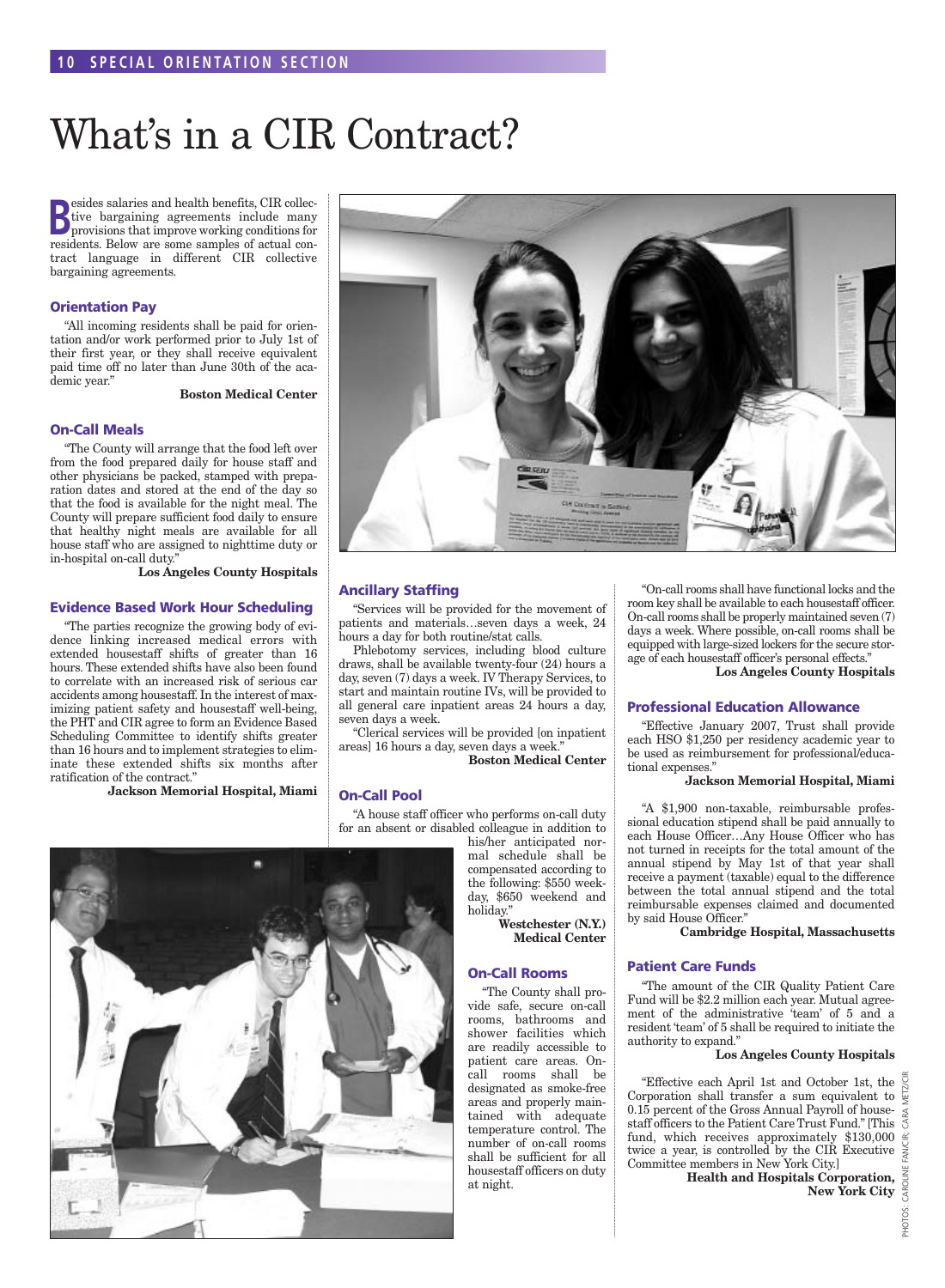# What's in a CIR Contract?

Besides salaries and health benefits, CIR collective bargaining agreements include many provisions that improve working conditions for residents. Below are some samples of actual contract language in different CIR collective bargaining agreements.

### Orientation Pay

"All incoming residents shall be paid for orientation and/or work performed prior to July 1st of their first year, or they shall receive equivalent paid time off no later than June 30th of the academic year."

**Boston Medical Center**

### On-Call Meals

"The County will arrange that the food left over from the food prepared daily for house staff and other physicians be packed, stamped with preparation dates and stored at the end of the day so that the food is available for the night meal. The County will prepare sufficient food daily to ensure that healthy night meals are available for all house staff who are assigned to nighttime duty or in-hospital on-call duty."

**Los Angeles County Hospitals**

### Evidence Based Work Hour Scheduling

"The parties recognize the growing body of evidence linking increased medical errors with extended housestaff shifts of greater than 16 hours. These extended shifts have also been found to correlate with an increased risk of serious car accidents among housestaff. In the interest of maximizing patient safety and housestaff well-being, the PHT and CIR agree to form an Evidence Based Scheduling Committee to identify shifts greater than 16 hours and to implement strategies to eliminate these extended shifts six months after ratification of the contract."

**Jackson Memorial Hospital, Miami**

### Ancillary Staffing

"Services will be provided for the movement of patients and materials…seven days a week, 24 hours a day for both routine/stat calls.

Phlebotomy services, including blood culture draws, shall be available twenty-four (24) hours a day, seven (7) days a week. IV Therapy Services, to start and maintain routine IVs, will be provided to all general care inpatient areas 24 hours a day, seven days a week.

"Clerical services will be provided [on inpatient areas] 16 hours a day, seven days a week."

**Boston Medical Center**

### On-Call Pool

"A house staff officer who performs on-call duty for an absent or disabled colleague in addition to his/her anticipated normal schedule shall be compensated according to the following: $550 weekday, $650 weekend and holiday."

**Westchester (N.Y.) Medical Center**

### On-Call Rooms

"The County shall provide safe, secure on-call rooms, bathrooms and shower facilities which are readily accessible to patient care areas. On-call rooms shall be designated as smoke-free areas and properly maintained with adequate temperature control. The number of on-call rooms shall be sufficient for all housestaff officers on duty at night.

"On-call rooms shall have functional locks and the room key shall be available to each housestaff officer. On-call rooms shall be properly maintained seven (7) days a week. Where possible, on-call rooms shall be equipped with large-sized lockers for the secure storage of each housestaff officer's personal effects."

**Los Angeles County Hospitals**

### Professional Education Allowance

"Effective January 2007, Trust shall provide each HSO $1,250 per residency academic year to be used as reimbursement for professional/educational expenses."

**Jackson Memorial Hospital, Miami**

"A $1,900 non-taxable, reimbursable professional education stipend shall be paid annually to each House Officer…Any House Officer who has not turned in receipts for the total amount of the annual stipend by May 1st of that year shall receive a payment (taxable) equal to the difference between the total annual stipend and the total reimbursable expenses claimed and documented by said House Officer."

**Cambridge Hospital, Massachusetts**

### Patient Care Funds

"The amount of the CIR Quality Patient Care Fund will be $2.2 million each year. Mutual agreement of the administrative 'team' of 5 and a resident 'team' of 5 shall be required to initiate the authority to expand."

**Los Angeles County Hospitals**

"Effective each April 1st and October 1st, the Corporation shall transfer a sum equivalent to 0.15 percent of the Gross Annual Payroll of housestaff officers to the Patient Care Trust Fund." [This fund, which receives approximately $130,000 twice a year, is controlled by the CIR Executive Committee members in New York City.]

**Health and Hospitals Corporation, New York City**

PHOTOS: CAROLINE FANCIR; CARA METZ/CIR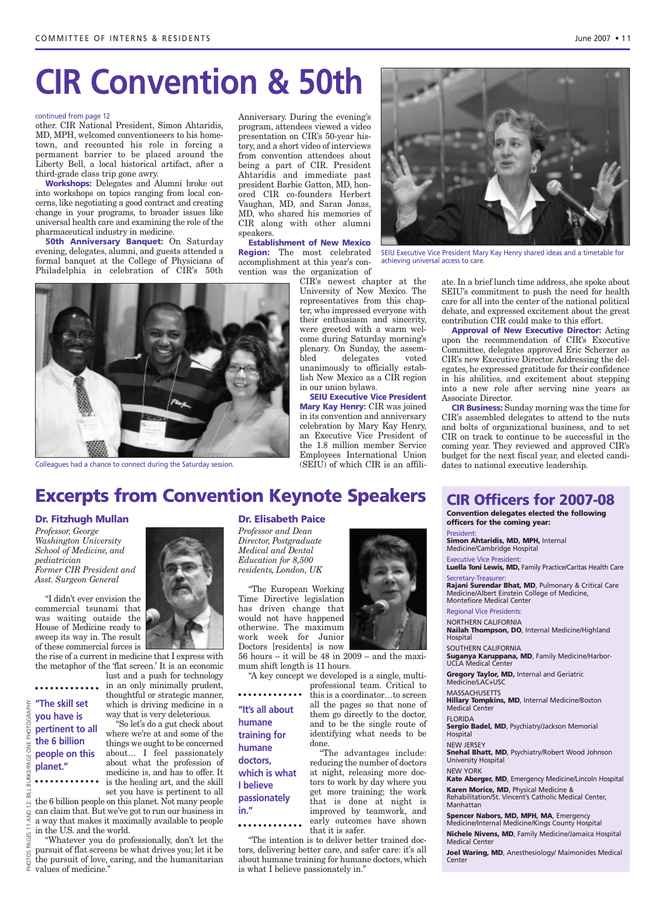# CIR Convention & 50th

continued from page 12

other. CIR National President, Simon Ahtaridis, MD, MPH, welcomed conventioneers to his hometown, and recounted his role in forcing a permanent barrier to be placed around the Liberty Bell, a local historical artifact, after a third-grade class trip gone awry.

**Workshops:** Delegates and Alumni broke out into workshops on topics ranging from local concerns, like negotiating a good contract and creating change in your programs, to broader issues like universal health care and examining the role of the pharmaceutical industry in medicine.

**50th Anniversary Banquet:** On Saturday evening, delegates, alumni, and guests attended a formal banquet at the College of Physicians of Philadelphia in celebration of CIR's 50th Anniversary. During the evening's program, attendees viewed a video presentation on CIR's 50-year history, and a short video of interviews from convention attendees about being a part of CIR. President Ahtaridis and immediate past president Barbie Gatton, MD, honored CIR co-founders Herbert Vaughan, MD, and Saran Jonas, MD, who shared his memories of CIR along with other alumni speakers.

**Establishment of New Mexico Region:** The most celebrated accomplishment at this year's convention was the organization of CIR's newest chapter at the University of New Mexico. The representatives from this chapter, who impressed everyone with their enthusiasm and sincerity, were greeted with a warm welcome during Saturday morning's plenary. On Sunday, the assembled delegates voted unanimously to officially establish New Mexico as a CIR region in our union bylaws.

Colleagues had a chance to connect during the Saturday session.

**SEIU Executive Vice President Mary Kay Henry:** CIR was joined in its convention and anniversary celebration by Mary Kay Henry, an Executive Vice President of the 1.8 million member Service Employees International Union (SEIU) of which CIR is an affiliate. In a brief lunch time address, she spoke about SEIU's commitment to push the need for health care for all into the center of the national political debate, and expressed excitement about the great contribution CIR could make to this effort.

SEIU Executive Vice President Mary Kay Henry shared ideas and a timetable for achieving universal access to care.

**Approval of New Executive Director:** Acting upon the recommendation of CIR's Executive Committee, delegates approved Eric Scherzer as CIR's new Executive Director. Addressing the delegates, he expressed gratitude for their confidence in his abilities, and excitement about stepping into a new role after serving nine years as Associate Director.

**CIR Business:** Sunday morning was the time for CIR's assembled delegates to attend to the nuts and bolts of organizational business, and to set CIR on track to continue to be successful in the coming year. They reviewed and approved CIR's budget for the next fiscal year, and elected candidates to national executive leadership.

## Excerpts from Convention Keynote Speakers

### Dr. Fitzhugh Mullan

*Professor, George Washington University School of Medicine, and pediatrician*
*Former CIR President and Asst. Surgeon General*

"I didn't ever envision the commercial tsunami that was waiting outside the House of Medicine ready to sweep its way in. The result of these commercial forces is the rise of a current in medicine that I express with the metaphor of the 'flat screen.' It is an economic lust and a push for technology in an only minimally prudent, thoughtful or strategic manner, which is driving medicine in a way that is very deleterious.

"So let's do a gut check about where we're at and some of the things we ought to be concerned about… I feel passionately about what the profession of medicine is, and has to offer. It is the healing art, and the skill set you have is pertinent to all the 6 billion people on this planet. Not many people can claim that. But we've got to run our business in a way that makes it maximally available to people in the U.S. and the world.

"Whatever you do professionally, don't let the pursuit of flat screens be what drives you; let it be the pursuit of love, caring, and the humanitarian values of medicine."

> **"The skill set you have is pertinent to all the 6 billion people on this planet."**

PHOTOS PAGES 11 AND 12: BILL BURKE/PAGE ONE PHOTOGRAPHY

### Dr. Elisabeth Paice

*Professor and Dean Director, Postgraduate Medical and Dental Education for 8,500 residents, London, UK*

"The European Working Time Directive legislation has driven change that would not have happened otherwise. The maximum work week for Junior Doctors [residents] is now 56 hours – it will be 48 in 2009 – and the maximum shift length is 11 hours.

"A key concept we developed is a single, multi-professional team. Critical to this is a coordinator…to screen all the pages so that none of them go directly to the doctor, and to be the single route of identifying what needs to be done.

"The advantages include: reducing the number of doctors at night, releasing more doctors to work by day where you get more training; the work that is done at night is improved by teamwork, and early outcomes have shown that it is safer.

"The intention is to deliver better trained doctors, delivering better care, and safer care: it's all about humane training for humane doctors, which is what I believe passionately in."

> **"It's all about humane training for humane doctors, which is what I believe passionately in."**

## CIR Officers for 2007-08

**Convention delegates elected the following officers for the coming year:**

President:
**Simon Ahtaridis, MD, MPH,** Internal Medicine/Cambridge Hospital

Executive Vice President:
**Luella Toni Lewis, MD,** Family Practice/Caritas Health Care

Secretary-Treasurer:
**Rajani Surendar Bhat, MD**, Pulmonary & Critical Care Medicine/Albert Einstein College of Medicine, Montefiore Medical Center

Regional Vice Presidents:

NORTHERN CALIFORNIA
**Nailah Thompson, DO**, Internal Medicine/Highland Hospital

SOUTHERN CALIFORNIA
**Suganya Karuppana, MD**, Family Medicine/Harbor-UCLA Medical Center

**Gregory Taylor, MD,** Internal and Geriatric Medicine/LAC+USC

MASSACHUSETTS
**Hillary Tompkins, MD**, Internal Medicine/Boston Medical Center

FLORIDA
**Sergio Badel, MD**, Psychiatry/Jackson Memorial Hospital

NEW JERSEY
**Snehal Bhatt, MD**, Psychiatry/Robert Wood Johnson University Hospital

NEW YORK
**Kate Aberger, MD**, Emergency Medicine/Lincoln Hospital

**Karen Morice, MD**, Physical Medicine & Rehabilitation/St. Vincent's Catholic Medical Center, Manhattan

**Spencer Nabors, MD, MPH, MA**, Emergency Medicine/Internal Medicine/Kings County Hospital

**Nichele Nivens, MD**, Family Medicine/Jamaica Hospital Medical Center

**Joel Waring, MD**, Anesthesiology/ Maimonides Medical Center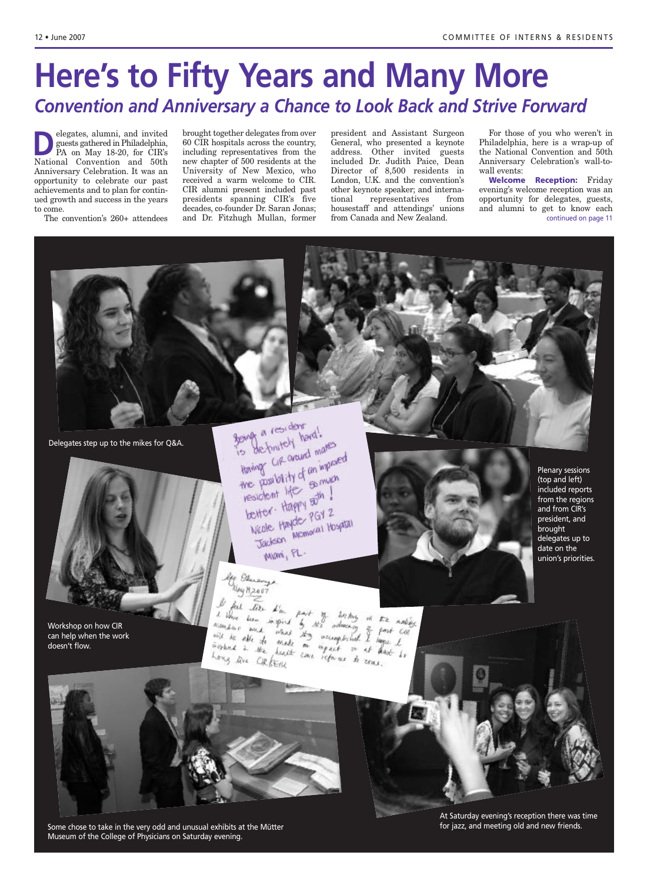# Here's to Fifty Years and Many More

## *Convention and Anniversary a Chance to Look Back and Strive Forward*

Delegates, alumni, and invited guests gathered in Philadelphia, PA on May 18-20, for CIR's National Convention and 50th Anniversary Celebration. It was an opportunity to celebrate our past achievements and to plan for continued growth and success in the years to come.

The convention's 260+ attendees brought together delegates from over 60 CIR hospitals across the country, including representatives from the new chapter of 500 residents at the University of New Mexico, who received a warm welcome to CIR. CIR alumni present included past presidents spanning CIR's five decades, co-founder Dr. Saran Jonas; and Dr. Fitzhugh Mullan, former president and Assistant Surgeon General, who presented a keynote address. Other invited guests included Dr. Judith Paice, Dean Director of 8,500 residents in London, U.K. and the convention's other keynote speaker; and international representatives from housestaff and attendings' unions from Canada and New Zealand.

For those of you who weren't in Philadelphia, here is a wrap-up of the National Convention and 50th Anniversary Celebration's wall-to-wall events:

**Welcome Reception:** Friday evening's welcome reception was an opportunity for delegates, guests, and alumni to get to know each

continued on page 11

Delegates step up to the mikes for Q&A.

Being a resident is definitely hard! Having CIR around makes the possibility of an improved resident life so much better. Happy 50th! Nicole Hayde PGY 2 Jackson Memorial Hospital Miami, FL.

Plenary sessions (top and left) included reports from the regions and from CIR's president, and brought delegates up to date on the union's priorities.

Workshop on how CIR can help when the work doesn't flow.

Some chose to take in the very odd and unusual exhibits at the Mütter Museum of the College of Physicians on Saturday evening.

At Saturday evening's reception there was time for jazz, and meeting old and new friends.